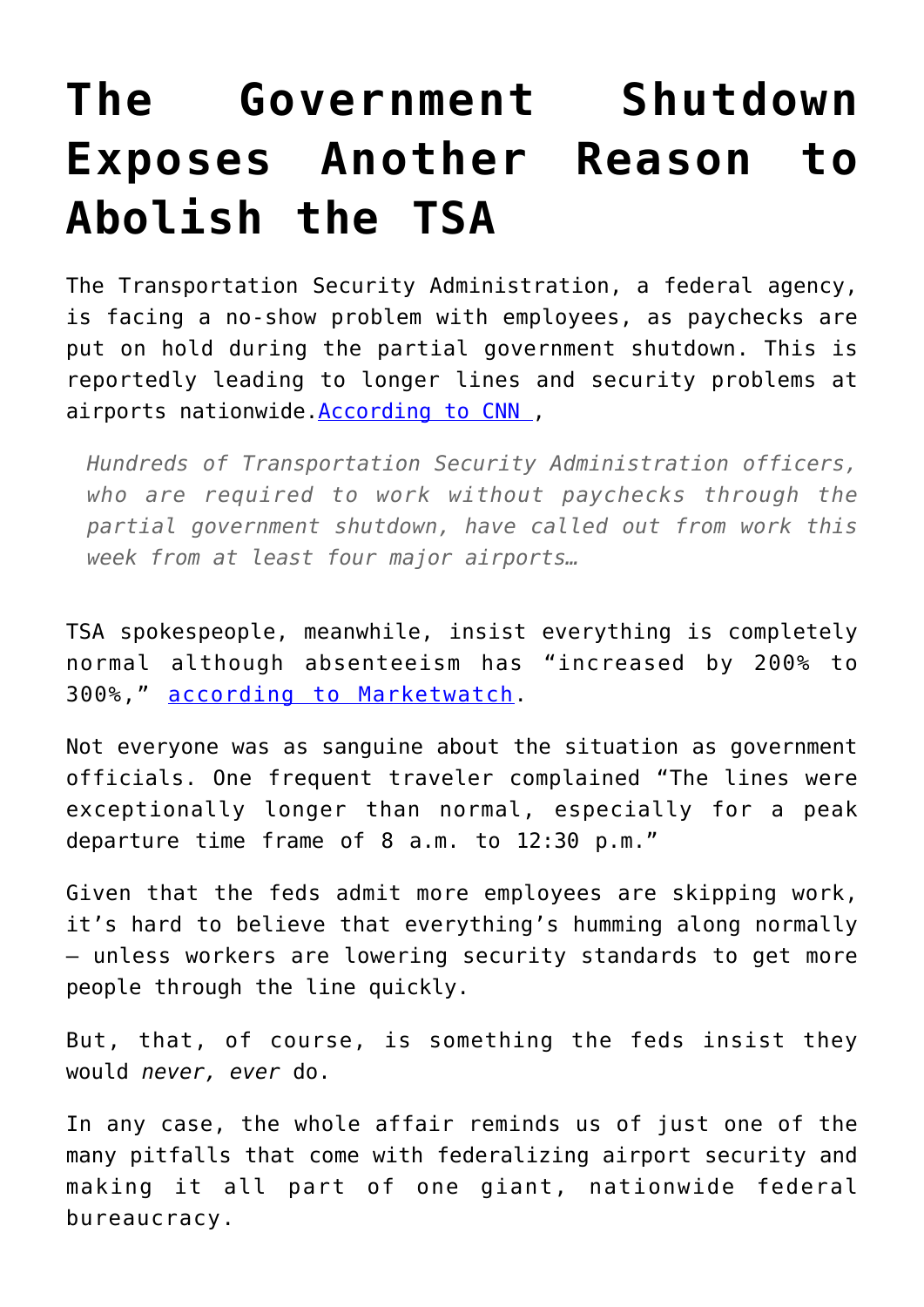# The Government Shutdown Exposes Another Reason to Abolish the TSA

The Transportation Security Administration, a federal agency, is facing a no-show problem with employees, as paychecks are put on hold during the partial government shutdown. This is reportedly leading to longer lines and security problems at airports nationwide.[According to CNN ](#),

> *Hundreds of Transportation Security Administration officers, who are required to work without paychecks through the partial government shutdown, have called out from work this week from at least four major airports…*

TSA spokespeople, meanwhile, insist everything is completely normal although absenteeism has "increased by 200% to 300%," [according to Marketwatch](#).

Not everyone was as sanguine about the situation as government officials. One frequent traveler complained "The lines were exceptionally longer than normal, especially for a peak departure time frame of 8 a.m. to 12:30 p.m."

Given that the feds admit more employees are skipping work, it's hard to believe that everything's humming along normally – unless workers are lowering security standards to get more people through the line quickly.

But, that, of course, is something the feds insist they would *never, ever* do.

In any case, the whole affair reminds us of just one of the many pitfalls that come with federalizing airport security and making it all part of one giant, nationwide federal bureaucracy.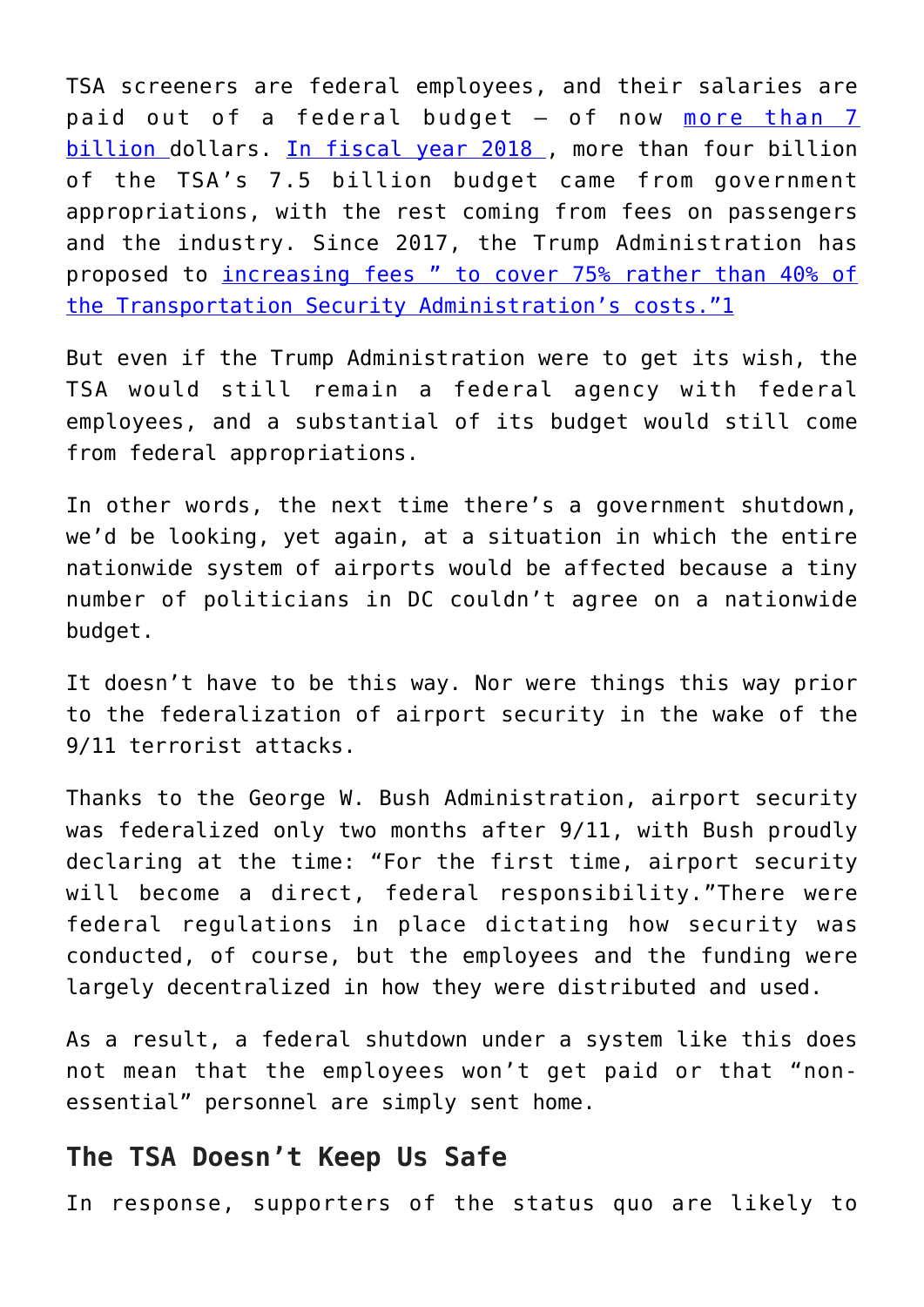TSA screeners are federal employees, and their salaries are paid out of a federal budget — of now more than 7 billion dollars. In fiscal year 2018, more than four billion of the TSA's 7.5 billion budget came from government appropriations, with the rest coming from fees on passengers and the industry. Since 2017, the Trump Administration has proposed to increasing fees " to cover 75% rather than 40% of the Transportation Security Administration's costs."1

But even if the Trump Administration were to get its wish, the TSA would still remain a federal agency with federal employees, and a substantial of its budget would still come from federal appropriations.

In other words, the next time there's a government shutdown, we'd be looking, yet again, at a situation in which the entire nationwide system of airports would be affected because a tiny number of politicians in DC couldn't agree on a nationwide budget.

It doesn't have to be this way. Nor were things this way prior to the federalization of airport security in the wake of the 9/11 terrorist attacks.

Thanks to the George W. Bush Administration, airport security was federalized only two months after 9/11, with Bush proudly declaring at the time: "For the first time, airport security will become a direct, federal responsibility."There were federal regulations in place dictating how security was conducted, of course, but the employees and the funding were largely decentralized in how they were distributed and used.

As a result, a federal shutdown under a system like this does not mean that the employees won't get paid or that "non-essential" personnel are simply sent home.

## The TSA Doesn't Keep Us Safe

In response, supporters of the status quo are likely to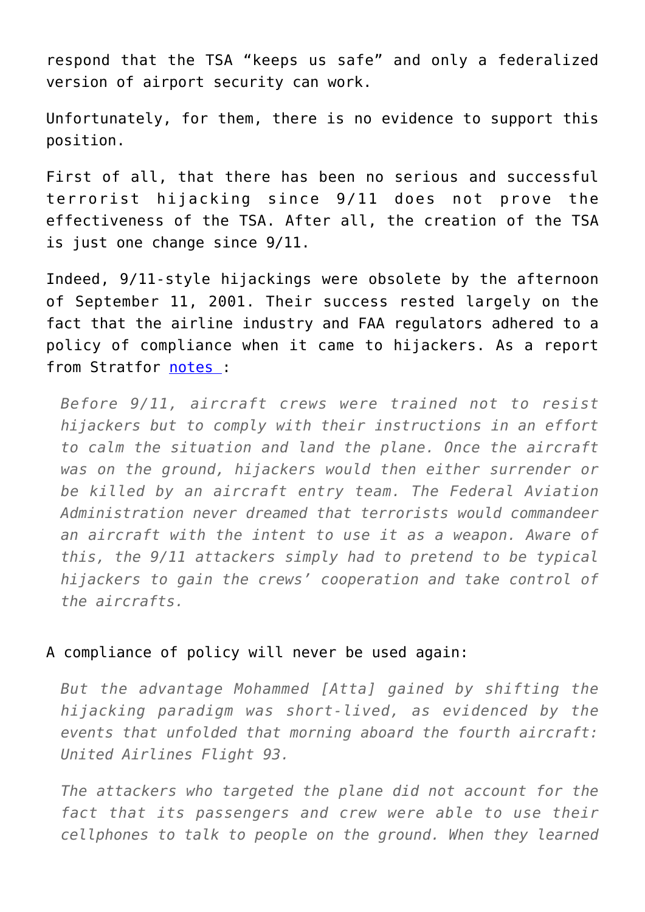respond that the TSA "keeps us safe" and only a federalized version of airport security can work.

Unfortunately, for them, there is no evidence to support this position.

First of all, that there has been no serious and successful terrorist hijacking since 9/11 does not prove the effectiveness of the TSA. After all, the creation of the TSA is just one change since 9/11.

Indeed, 9/11-style hijackings were obsolete by the afternoon of September 11, 2001. Their success rested largely on the fact that the airline industry and FAA regulators adhered to a policy of compliance when it came to hijackers. As a report from Stratfor notes :

> *Before 9/11, aircraft crews were trained not to resist hijackers but to comply with their instructions in an effort to calm the situation and land the plane. Once the aircraft was on the ground, hijackers would then either surrender or be killed by an aircraft entry team. The Federal Aviation Administration never dreamed that terrorists would commandeer an aircraft with the intent to use it as a weapon. Aware of this, the 9/11 attackers simply had to pretend to be typical hijackers to gain the crews' cooperation and take control of the aircrafts.*

A compliance of policy will never be used again:

> *But the advantage Mohammed [Atta] gained by shifting the hijacking paradigm was short-lived, as evidenced by the events that unfolded that morning aboard the fourth aircraft: United Airlines Flight 93.*
>
> *The attackers who targeted the plane did not account for the fact that its passengers and crew were able to use their cellphones to talk to people on the ground. When they learned*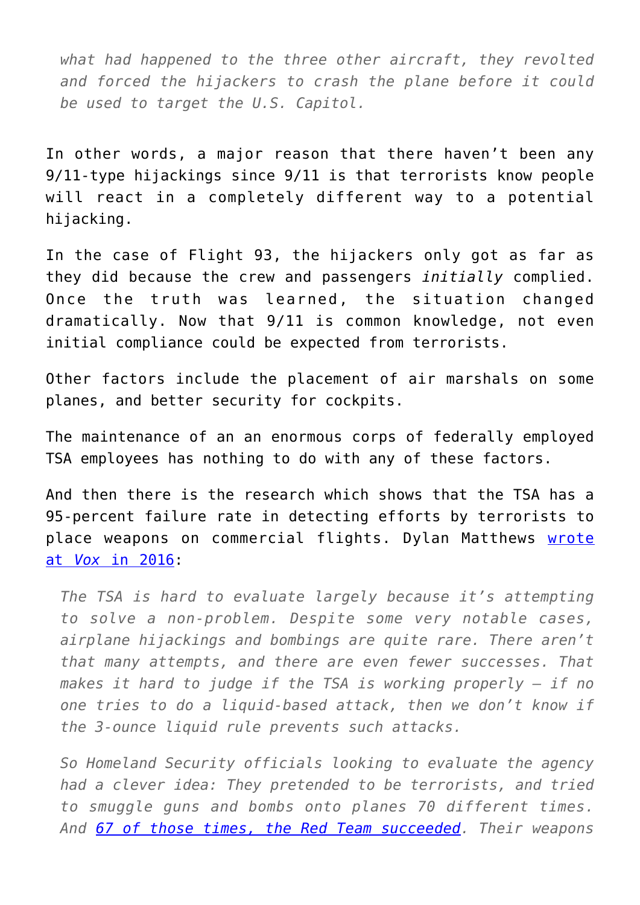> *what had happened to the three other aircraft, they revolted and forced the hijackers to crash the plane before it could be used to target the U.S. Capitol.*

In other words, a major reason that there haven't been any 9/11-type hijackings since 9/11 is that terrorists know people will react in a completely different way to a potential hijacking.

In the case of Flight 93, the hijackers only got as far as they did because the crew and passengers *initially* complied. Once the truth was learned, the situation changed dramatically. Now that 9/11 is common knowledge, not even initial compliance could be expected from terrorists.

Other factors include the placement of air marshals on some planes, and better security for cockpits.

The maintenance of an an enormous corps of federally employed TSA employees has nothing to do with any of these factors.

And then there is the research which shows that the TSA has a 95-percent failure rate in detecting efforts by terrorists to place weapons on commercial flights. Dylan Matthews [wrote at *Vox* in 2016]():

> *The TSA is hard to evaluate largely because it's attempting to solve a non-problem. Despite some very notable cases, airplane hijackings and bombings are quite rare. There aren't that many attempts, and there are even fewer successes. That makes it hard to judge if the TSA is working properly — if no one tries to do a liquid-based attack, then we don't know if the 3-ounce liquid rule prevents such attacks.*
>
> *So Homeland Security officials looking to evaluate the agency had a clever idea: They pretended to be terrorists, and tried to smuggle guns and bombs onto planes 70 different times. And [67 of those times, the Red Team succeeded](). Their weapons*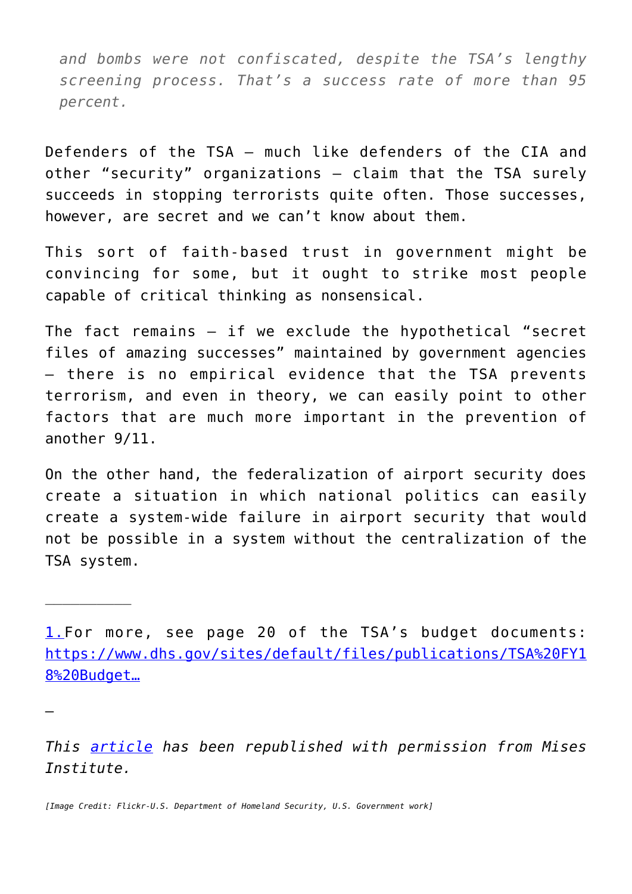*and bombs were not confiscated, despite the TSA's lengthy screening process. That's a success rate of more than 95 percent.*

Defenders of the TSA — much like defenders of the CIA and other "security" organizations — claim that the TSA surely succeeds in stopping terrorists quite often. Those successes, however, are secret and we can't know about them.

This sort of faith-based trust in government might be convincing for some, but it ought to strike most people capable of critical thinking as nonsensical.

The fact remains — if we exclude the hypothetical "secret files of amazing successes" maintained by government agencies — there is no empirical evidence that the TSA prevents terrorism, and even in theory, we can easily point to other factors that are much more important in the prevention of another 9/11.

On the other hand, the federalization of airport security does create a situation in which national politics can easily create a system-wide failure in airport security that would not be possible in a system without the centralization of the TSA system.

---

[1.](#) For more, see page 20 of the TSA's budget documents: [https://www.dhs.gov/sites/default/files/publications/TSA%20FY18%20Budget…](https://www.dhs.gov/sites/default/files/publications/TSA%20FY18%20Budget…)

—

*This [article](#) has been republished with permission from Mises Institute.*

*[Image Credit: Flickr-U.S. Department of Homeland Security, U.S. Government work]*